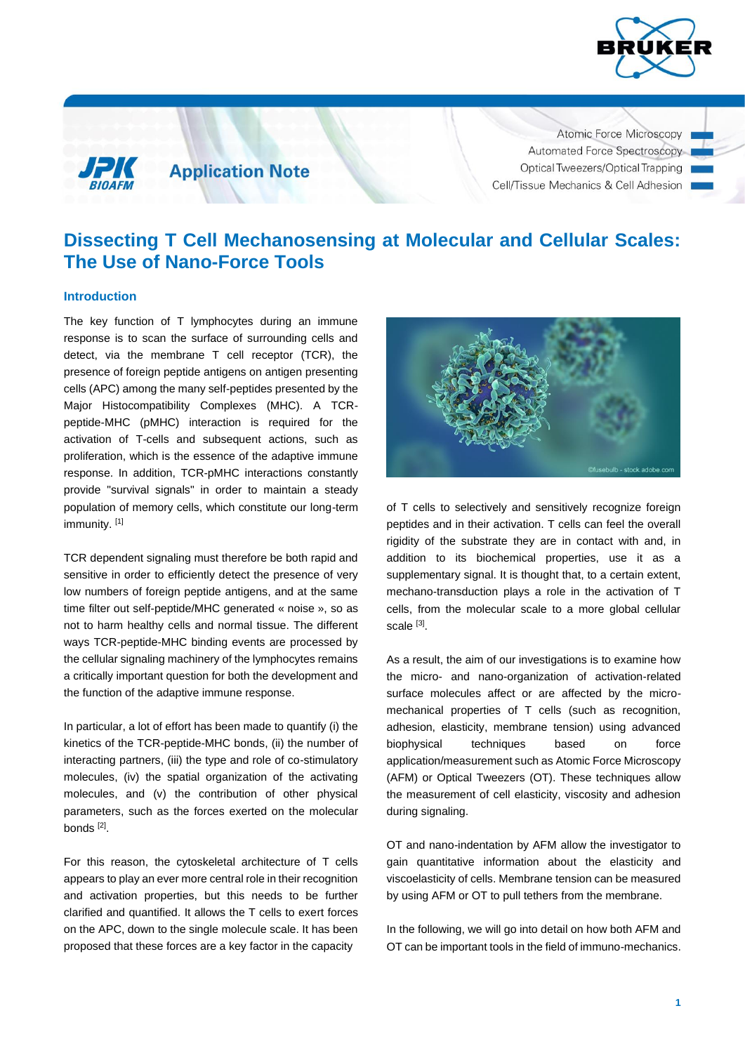Application Note

Atomic Force Microscopy
Automated Force Spectroscopy
Optical Tweezers/Optical Trapping
Cell/Tissue Mechanics & Cell Adhesion

# Dissecting T Cell Mechanosensing at Molecular and Cellular Scales: The Use of Nano-Force Tools

## Introduction

The key function of T lymphocytes during an immune response is to scan the surface of surrounding cells and detect, via the membrane T cell receptor (TCR), the presence of foreign peptide antigens on antigen presenting cells (APC) among the many self-peptides presented by the Major Histocompatibility Complexes (MHC). A TCR-peptide-MHC (pMHC) interaction is required for the activation of T-cells and subsequent actions, such as proliferation, which is the essence of the adaptive immune response. In addition, TCR-pMHC interactions constantly provide "survival signals" in order to maintain a steady population of memory cells, which constitute our long-term immunity. [1]

TCR dependent signaling must therefore be both rapid and sensitive in order to efficiently detect the presence of very low numbers of foreign peptide antigens, and at the same time filter out self-peptide/MHC generated « noise », so as not to harm healthy cells and normal tissue. The different ways TCR-peptide-MHC binding events are processed by the cellular signaling machinery of the lymphocytes remains a critically important question for both the development and the function of the adaptive immune response.

In particular, a lot of effort has been made to quantify (i) the kinetics of the TCR-peptide-MHC bonds, (ii) the number of interacting partners, (iii) the type and role of co-stimulatory molecules, (iv) the spatial organization of the activating molecules, and (v) the contribution of other physical parameters, such as the forces exerted on the molecular bonds [2].

For this reason, the cytoskeletal architecture of T cells appears to play an ever more central role in their recognition and activation properties, but this needs to be further clarified and quantified. It allows the T cells to exert forces on the APC, down to the single molecule scale. It has been proposed that these forces are a key factor in the capacity of T cells to selectively and sensitively recognize foreign peptides and in their activation. T cells can feel the overall rigidity of the substrate they are in contact with and, in addition to its biochemical properties, use it as a supplementary signal. It is thought that, to a certain extent, mechano-transduction plays a role in the activation of T cells, from the molecular scale to a more global cellular scale [3].

As a result, the aim of our investigations is to examine how the micro- and nano-organization of activation-related surface molecules affect or are affected by the micro-mechanical properties of T cells (such as recognition, adhesion, elasticity, membrane tension) using advanced biophysical techniques based on force application/measurement such as Atomic Force Microscopy (AFM) or Optical Tweezers (OT). These techniques allow the measurement of cell elasticity, viscosity and adhesion during signaling.

OT and nano-indentation by AFM allow the investigator to gain quantitative information about the elasticity and viscoelasticity of cells. Membrane tension can be measured by using AFM or OT to pull tethers from the membrane.

In the following, we will go into detail on how both AFM and OT can be important tools in the field of immuno-mechanics.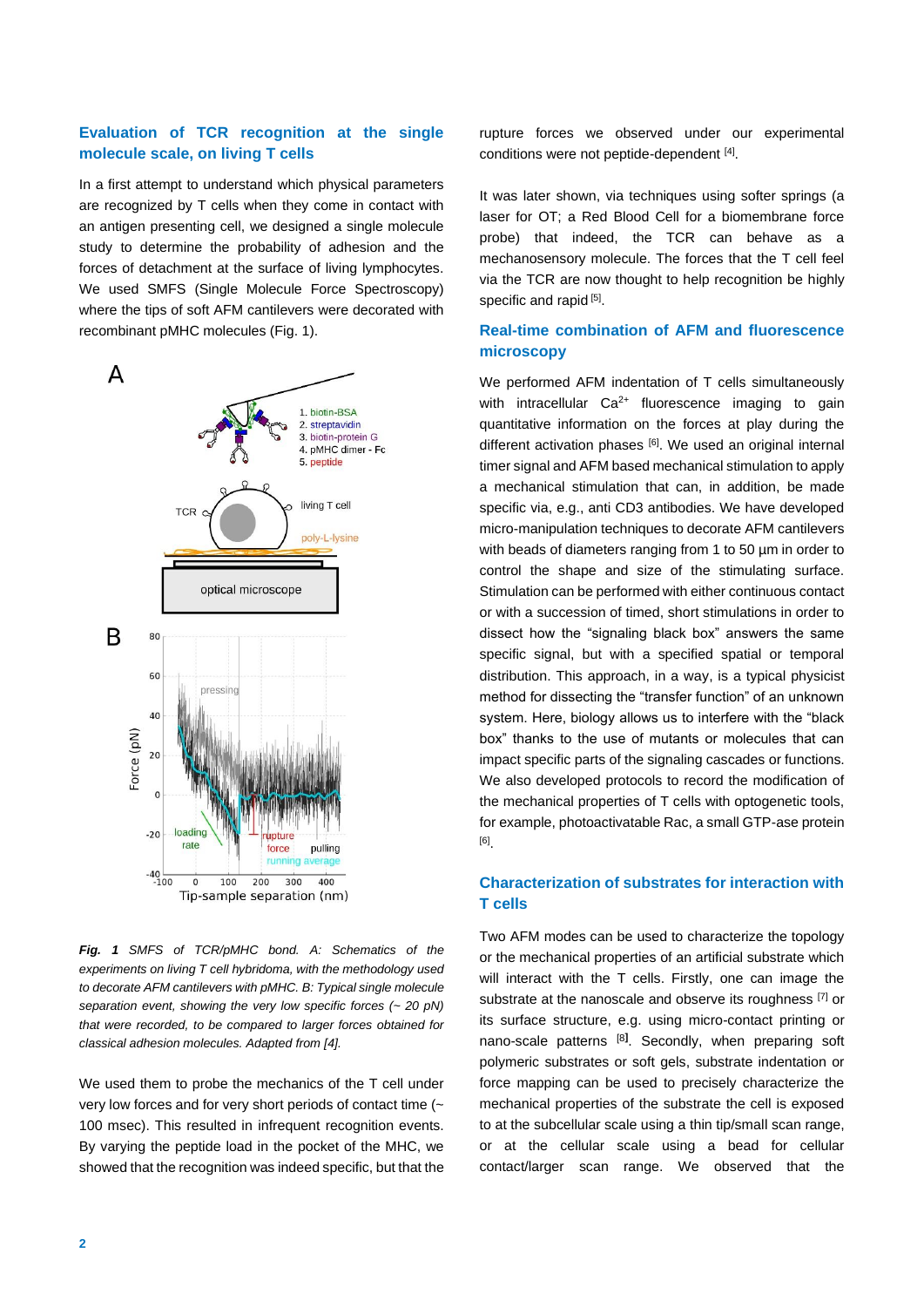## Evaluation of TCR recognition at the single molecule scale, on living T cells

In a first attempt to understand which physical parameters are recognized by T cells when they come in contact with an antigen presenting cell, we designed a single molecule study to determine the probability of adhesion and the forces of detachment at the surface of living lymphocytes. We used SMFS (Single Molecule Force Spectroscopy) where the tips of soft AFM cantilevers were decorated with recombinant pMHC molecules (Fig. 1).

*Fig. 1 SMFS of TCR/pMHC bond. A: Schematics of the experiments on living T cell hybridoma, with the methodology used to decorate AFM cantilevers with pMHC. B: Typical single molecule separation event, showing the very low specific forces (~ 20 pN) that were recorded, to be compared to larger forces obtained for classical adhesion molecules. Adapted from [4].*

We used them to probe the mechanics of the T cell under very low forces and for very short periods of contact time (~ 100 msec). This resulted in infrequent recognition events. By varying the peptide load in the pocket of the MHC, we showed that the recognition was indeed specific, but that the rupture forces we observed under our experimental conditions were not peptide-dependent [4].

It was later shown, via techniques using softer springs (a laser for OT; a Red Blood Cell for a biomembrane force probe) that indeed, the TCR can behave as a mechanosensory molecule. The forces that the T cell feel via the TCR are now thought to help recognition be highly specific and rapid [5].

## Real-time combination of AFM and fluorescence microscopy

We performed AFM indentation of T cells simultaneously with intracellular $Ca^{2+}$ fluorescence imaging to gain quantitative information on the forces at play during the different activation phases [6]. We used an original internal timer signal and AFM based mechanical stimulation to apply a mechanical stimulation that can, in addition, be made specific via, e.g., anti CD3 antibodies. We have developed micro-manipulation techniques to decorate AFM cantilevers with beads of diameters ranging from 1 to 50 µm in order to control the shape and size of the stimulating surface. Stimulation can be performed with either continuous contact or with a succession of timed, short stimulations in order to dissect how the "signaling black box" answers the same specific signal, but with a specified spatial or temporal distribution. This approach, in a way, is a typical physicist method for dissecting the "transfer function" of an unknown system. Here, biology allows us to interfere with the "black box" thanks to the use of mutants or molecules that can impact specific parts of the signaling cascades or functions. We also developed protocols to record the modification of the mechanical properties of T cells with optogenetic tools, for example, photoactivatable Rac, a small GTP-ase protein [6].

## Characterization of substrates for interaction with T cells

Two AFM modes can be used to characterize the topology or the mechanical properties of an artificial substrate which will interact with the T cells. Firstly, one can image the substrate at the nanoscale and observe its roughness [7] or its surface structure, e.g. using micro-contact printing or nano-scale patterns [8]. Secondly, when preparing soft polymeric substrates or soft gels, substrate indentation or force mapping can be used to precisely characterize the mechanical properties of the substrate the cell is exposed to at the subcellular scale using a thin tip/small scan range, or at the cellular scale using a bead for cellular contact/larger scan range. We observed that the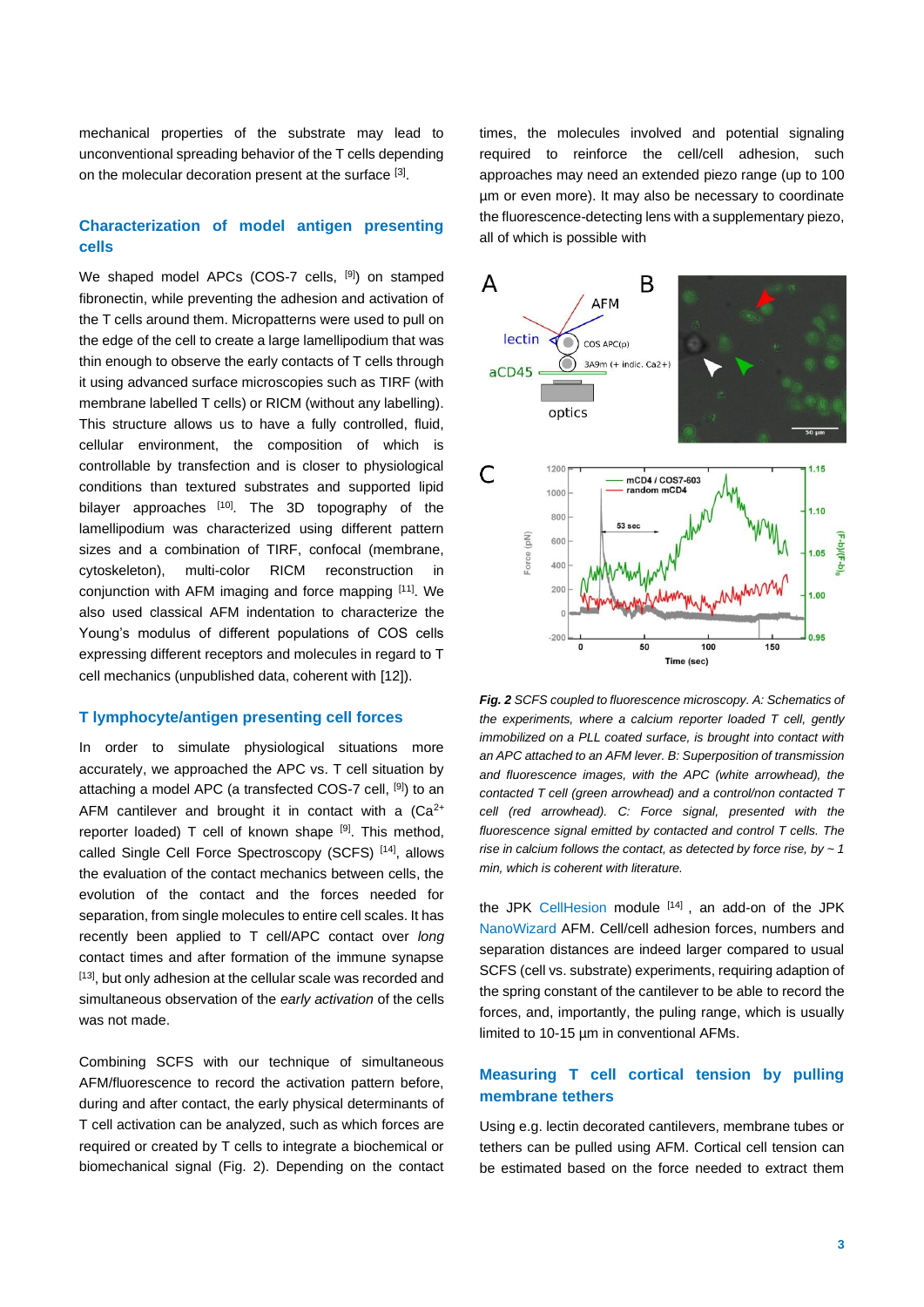mechanical properties of the substrate may lead to unconventional spreading behavior of the T cells depending on the molecular decoration present at the surface [3].

## Characterization of model antigen presenting cells

We shaped model APCs (COS-7 cells, [9]) on stamped fibronectin, while preventing the adhesion and activation of the T cells around them. Micropatterns were used to pull on the edge of the cell to create a large lamellipodium that was thin enough to observe the early contacts of T cells through it using advanced surface microscopies such as TIRF (with membrane labelled T cells) or RICM (without any labelling). This structure allows us to have a fully controlled, fluid, cellular environment, the composition of which is controllable by transfection and is closer to physiological conditions than textured substrates and supported lipid bilayer approaches [10]. The 3D topography of the lamellipodium was characterized using different pattern sizes and a combination of TIRF, confocal (membrane, cytoskeleton), multi-color RICM reconstruction in conjunction with AFM imaging and force mapping [11]. We also used classical AFM indentation to characterize the Young's modulus of different populations of COS cells expressing different receptors and molecules in regard to T cell mechanics (unpublished data, coherent with [12]).

## T lymphocyte/antigen presenting cell forces

In order to simulate physiological situations more accurately, we approached the APC vs. T cell situation by attaching a model APC (a transfected COS-7 cell, [9]) to an AFM cantilever and brought it in contact with a ($Ca^{2+}$ reporter loaded) T cell of known shape [9]. This method, called Single Cell Force Spectroscopy (SCFS) [14], allows the evaluation of the contact mechanics between cells, the evolution of the contact and the forces needed for separation, from single molecules to entire cell scales. It has recently been applied to T cell/APC contact over *long* contact times and after formation of the immune synapse [13], but only adhesion at the cellular scale was recorded and simultaneous observation of the *early activation* of the cells was not made.

Combining SCFS with our technique of simultaneous AFM/fluorescence to record the activation pattern before, during and after contact, the early physical determinants of T cell activation can be analyzed, such as which forces are required or created by T cells to integrate a biochemical or biomechanical signal (Fig. 2). Depending on the contact times, the molecules involved and potential signaling required to reinforce the cell/cell adhesion, such approaches may need an extended piezo range (up to 100 µm or even more). It may also be necessary to coordinate the fluorescence-detecting lens with a supplementary piezo, all of which is possible with

***Fig. 2*** *SCFS coupled to fluorescence microscopy. A: Schematics of the experiments, where a calcium reporter loaded T cell, gently immobilized on a PLL coated surface, is brought into contact with an APC attached to an AFM lever. B: Superposition of transmission and fluorescence images, with the APC (white arrowhead), the contacted T cell (green arrowhead) and a control/non contacted T cell (red arrowhead). C: Force signal, presented with the fluorescence signal emitted by contacted and control T cells. The rise in calcium follows the contact, as detected by force rise, by ~ 1 min, which is coherent with literature.*

the JPK CellHesion module [14] , an add-on of the JPK NanoWizard AFM. Cell/cell adhesion forces, numbers and separation distances are indeed larger compared to usual SCFS (cell vs. substrate) experiments, requiring adaption of the spring constant of the cantilever to be able to record the forces, and, importantly, the puling range, which is usually limited to 10-15 µm in conventional AFMs.

## Measuring T cell cortical tension by pulling membrane tethers

Using e.g. lectin decorated cantilevers, membrane tubes or tethers can be pulled using AFM. Cortical cell tension can be estimated based on the force needed to extract them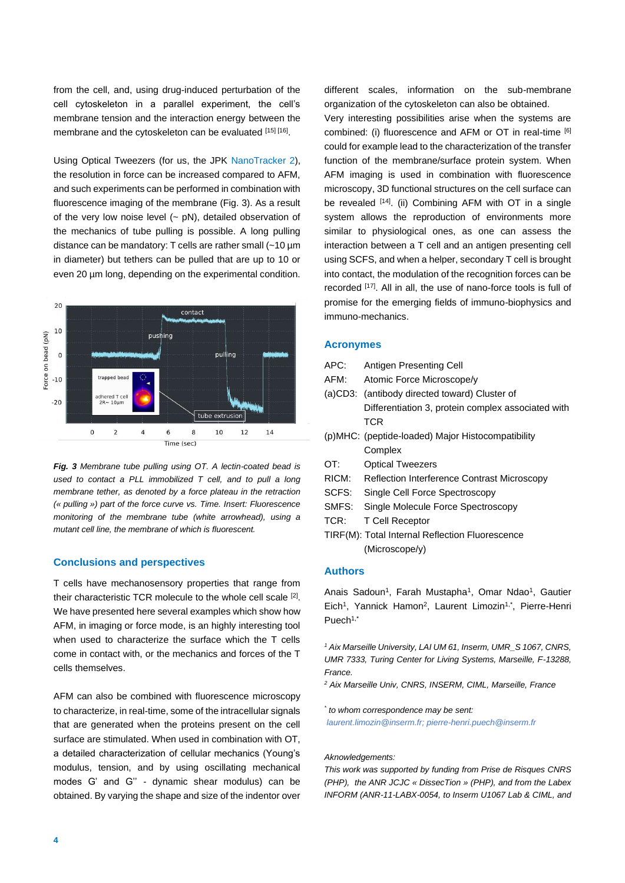from the cell, and, using drug-induced perturbation of the cell cytoskeleton in a parallel experiment, the cell's membrane tension and the interaction energy between the membrane and the cytoskeleton can be evaluated [15] [16].

Using Optical Tweezers (for us, the JPK NanoTracker 2), the resolution in force can be increased compared to AFM, and such experiments can be performed in combination with fluorescence imaging of the membrane (Fig. 3). As a result of the very low noise level (~ pN), detailed observation of the mechanics of tube pulling is possible. A long pulling distance can be mandatory: T cells are rather small (~10 µm in diameter) but tethers can be pulled that are up to 10 or even 20 µm long, depending on the experimental condition.

***Fig. 3*** *Membrane tube pulling using OT. A lectin-coated bead is used to contact a PLL immobilized T cell, and to pull a long membrane tether, as denoted by a force plateau in the retraction (« pulling ») part of the force curve vs. Time. Insert: Fluorescence monitoring of the membrane tube (white arrowhead), using a mutant cell line, the membrane of which is fluorescent.*

## Conclusions and perspectives

T cells have mechanosensory properties that range from their characteristic TCR molecule to the whole cell scale [2]. We have presented here several examples which show how AFM, in imaging or force mode, is an highly interesting tool when used to characterize the surface which the T cells come in contact with, or the mechanics and forces of the T cells themselves.

AFM can also be combined with fluorescence microscopy to characterize, in real-time, some of the intracellular signals that are generated when the proteins present on the cell surface are stimulated. When used in combination with OT, a detailed characterization of cellular mechanics (Young's modulus, tension, and by using oscillating mechanical modes G' and G'' - dynamic shear modulus) can be obtained. By varying the shape and size of the indentor over different scales, information on the sub-membrane organization of the cytoskeleton can also be obtained.

Very interesting possibilities arise when the systems are combined: (i) fluorescence and AFM or OT in real-time [6] could for example lead to the characterization of the transfer function of the membrane/surface protein system. When AFM imaging is used in combination with fluorescence microscopy, 3D functional structures on the cell surface can be revealed [14]. (ii) Combining AFM with OT in a single system allows the reproduction of environments more similar to physiological ones, as one can assess the interaction between a T cell and an antigen presenting cell using SCFS, and when a helper, secondary T cell is brought into contact, the modulation of the recognition forces can be recorded [17]. All in all, the use of nano-force tools is full of promise for the emerging fields of immuno-biophysics and immuno-mechanics.

## Acronyms

- APC: Antigen Presenting Cell
- AFM: Atomic Force Microscope/y
- (a)CD3: (antibody directed toward) Cluster of Differentiation 3, protein complex associated with TCR
- (p)MHC: (peptide-loaded) Major Histocompatibility Complex
- OT: Optical Tweezers
- RICM: Reflection Interference Contrast Microscopy
- SCFS: Single Cell Force Spectroscopy
- SMFS: Single Molecule Force Spectroscopy
- TCR: T Cell Receptor
- TIRF(M): Total Internal Reflection Fluorescence (Microscope/y)

## Authors

Anais Sadoun[1], Farah Mustapha[1], Omar Ndao[1], Gautier Eich[1], Yannick Hamon[2], Laurent Limozin[1,*], Pierre-Henri Puech[1,*]

*[1] Aix Marseille University, LAI UM 61, Inserm, UMR_S 1067, CNRS, UMR 7333, Turing Center for Living Systems, Marseille, F-13288, France.*

*[2] Aix Marseille Univ, CNRS, INSERM, CIML, Marseille, France*

*[*] to whom correspondence may be sent:*
*laurent.limozin@inserm.fr; pierre-henri.puech@inserm.fr*

*Aknowledgements:*

*This work was supported by funding from Prise de Risques CNRS (PHP), the ANR JCJC « DissecTion » (PHP), and from the Labex INFORM (ANR-11-LABX-0054, to Inserm U1067 Lab & CIML, and*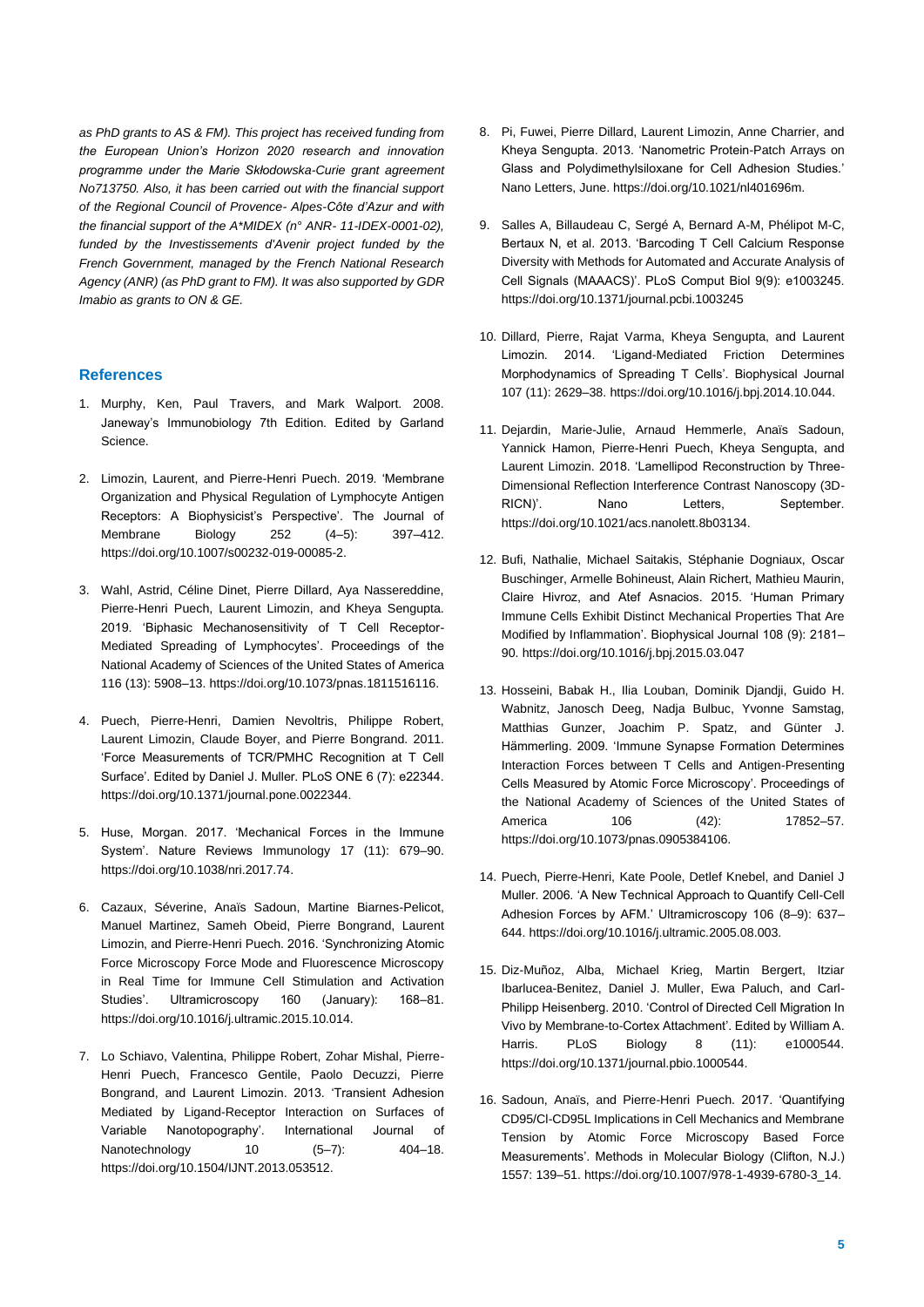*as PhD grants to AS & FM). This project has received funding from the European Union's Horizon 2020 research and innovation programme under the Marie Skłodowska-Curie grant agreement No713750. Also, it has been carried out with the financial support of the Regional Council of Provence- Alpes-Côte d'Azur and with the financial support of the A\*MIDEX (n° ANR- 11-IDEX-0001-02), funded by the Investissements d'Avenir project funded by the French Government, managed by the French National Research Agency (ANR) (as PhD grant to FM). It was also supported by GDR Imabio as grants to ON & GE.*

## References

1. Murphy, Ken, Paul Travers, and Mark Walport. 2008. Janeway's Immunobiology 7th Edition. Edited by Garland Science.
2. Limozin, Laurent, and Pierre-Henri Puech. 2019. 'Membrane Organization and Physical Regulation of Lymphocyte Antigen Receptors: A Biophysicist's Perspective'. The Journal of Membrane Biology 252 (4–5): 397–412. https://doi.org/10.1007/s00232-019-00085-2.
3. Wahl, Astrid, Céline Dinet, Pierre Dillard, Aya Nassereddine, Pierre-Henri Puech, Laurent Limozin, and Kheya Sengupta. 2019. 'Biphasic Mechanosensitivity of T Cell Receptor-Mediated Spreading of Lymphocytes'. Proceedings of the National Academy of Sciences of the United States of America 116 (13): 5908–13. https://doi.org/10.1073/pnas.1811516116.
4. Puech, Pierre-Henri, Damien Nevoltris, Philippe Robert, Laurent Limozin, Claude Boyer, and Pierre Bongrand. 2011. 'Force Measurements of TCR/PMHC Recognition at T Cell Surface'. Edited by Daniel J. Muller. PLoS ONE 6 (7): e22344. https://doi.org/10.1371/journal.pone.0022344.
5. Huse, Morgan. 2017. 'Mechanical Forces in the Immune System'. Nature Reviews Immunology 17 (11): 679–90. https://doi.org/10.1038/nri.2017.74.
6. Cazaux, Séverine, Anaïs Sadoun, Martine Biarnes-Pelicot, Manuel Martinez, Sameh Obeid, Pierre Bongrand, Laurent Limozin, and Pierre-Henri Puech. 2016. 'Synchronizing Atomic Force Microscopy Force Mode and Fluorescence Microscopy in Real Time for Immune Cell Stimulation and Activation Studies'. Ultramicroscopy 160 (January): 168–81. https://doi.org/10.1016/j.ultramic.2015.10.014.
7. Lo Schiavo, Valentina, Philippe Robert, Zohar Mishal, Pierre-Henri Puech, Francesco Gentile, Paolo Decuzzi, Pierre Bongrand, and Laurent Limozin. 2013. 'Transient Adhesion Mediated by Ligand-Receptor Interaction on Surfaces of Variable Nanotopography'. International Journal of Nanotechnology 10 (5–7): 404–18. https://doi.org/10.1504/IJNT.2013.053512.
8. Pi, Fuwei, Pierre Dillard, Laurent Limozin, Anne Charrier, and Kheya Sengupta. 2013. 'Nanometric Protein-Patch Arrays on Glass and Polydimethylsiloxane for Cell Adhesion Studies.' Nano Letters, June. https://doi.org/10.1021/nl401696m.
9. Salles A, Billaudeau C, Sergé A, Bernard A-M, Phélipot M-C, Bertaux N, et al. 2013. 'Barcoding T Cell Calcium Response Diversity with Methods for Automated and Accurate Analysis of Cell Signals (MAAACS)'. PLoS Comput Biol 9(9): e1003245. https://doi.org/10.1371/journal.pcbi.1003245
10. Dillard, Pierre, Rajat Varma, Kheya Sengupta, and Laurent Limozin. 2014. 'Ligand-Mediated Friction Determines Morphodynamics of Spreading T Cells'. Biophysical Journal 107 (11): 2629–38. https://doi.org/10.1016/j.bpj.2014.10.044.
11. Dejardin, Marie-Julie, Arnaud Hemmerle, Anaïs Sadoun, Yannick Hamon, Pierre-Henri Puech, Kheya Sengupta, and Laurent Limozin. 2018. 'Lamellipod Reconstruction by Three-Dimensional Reflection Interference Contrast Nanoscopy (3D-RICN)'. Nano Letters, September. https://doi.org/10.1021/acs.nanolett.8b03134.
12. Bufi, Nathalie, Michael Saitakis, Stéphanie Dogniaux, Oscar Buschinger, Armelle Bohineust, Alain Richert, Mathieu Maurin, Claire Hivroz, and Atef Asnacios. 2015. 'Human Primary Immune Cells Exhibit Distinct Mechanical Properties That Are Modified by Inflammation'. Biophysical Journal 108 (9): 2181–90. https://doi.org/10.1016/j.bpj.2015.03.047
13. Hosseini, Babak H., Ilia Louban, Dominik Djandji, Guido H. Wabnitz, Janosch Deeg, Nadja Bulbuc, Yvonne Samstag, Matthias Gunzer, Joachim P. Spatz, and Günter J. Hämmerling. 2009. 'Immune Synapse Formation Determines Interaction Forces between T Cells and Antigen-Presenting Cells Measured by Atomic Force Microscopy'. Proceedings of the National Academy of Sciences of the United States of America 106 (42): 17852–57. https://doi.org/10.1073/pnas.0905384106.
14. Puech, Pierre-Henri, Kate Poole, Detlef Knebel, and Daniel J Muller. 2006. 'A New Technical Approach to Quantify Cell-Cell Adhesion Forces by AFM.' Ultramicroscopy 106 (8–9): 637–644. https://doi.org/10.1016/j.ultramic.2005.08.003.
15. Diz-Muñoz, Alba, Michael Krieg, Martin Bergert, Itziar Ibarlucea-Benitez, Daniel J. Muller, Ewa Paluch, and Carl-Philipp Heisenberg. 2010. 'Control of Directed Cell Migration In Vivo by Membrane-to-Cortex Attachment'. Edited by William A. Harris. PLoS Biology 8 (11): e1000544. https://doi.org/10.1371/journal.pbio.1000544.
16. Sadoun, Anaïs, and Pierre-Henri Puech. 2017. 'Quantifying CD95/Cl-CD95L Implications in Cell Mechanics and Membrane Tension by Atomic Force Microscopy Based Force Measurements'. Methods in Molecular Biology (Clifton, N.J.) 1557: 139–51. https://doi.org/10.1007/978-1-4939-6780-3_14.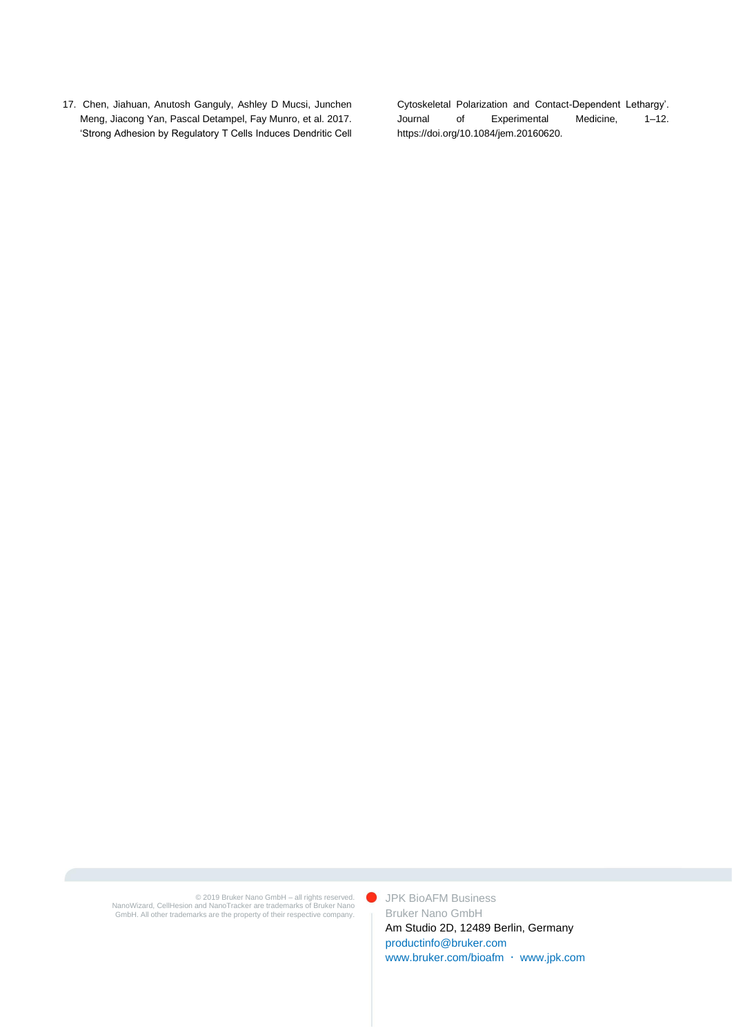17. Chen, Jiahuan, Anutosh Ganguly, Ashley D Mucsi, Junchen Meng, Jiacong Yan, Pascal Detampel, Fay Munro, et al. 2017. 'Strong Adhesion by Regulatory T Cells Induces Dendritic Cell Cytoskeletal Polarization and Contact-Dependent Lethargy'. Journal of Experimental Medicine, 1–12. https://doi.org/10.1084/jem.20160620.

© 2019 Bruker Nano GmbH – all rights reserved.
NanoWizard, CellHesion and NanoTracker are trademarks of Bruker Nano GmbH. All other trademarks are the property of their respective company.

JPK BioAFM Business
Bruker Nano GmbH
Am Studio 2D, 12489 Berlin, Germany
productinfo@bruker.com
www.bruker.com/bioafm · www.jpk.com